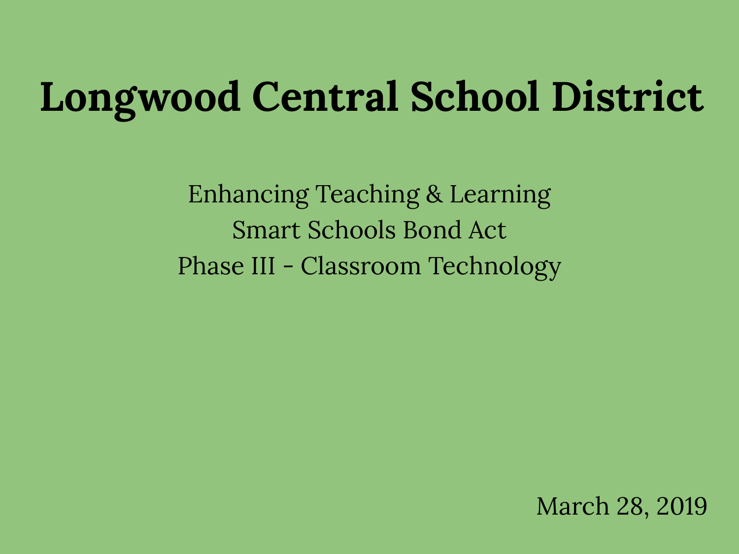# Longwood Central School District

Enhancing Teaching & Learning
Smart Schools Bond Act
Phase III - Classroom Technology

March 28, 2019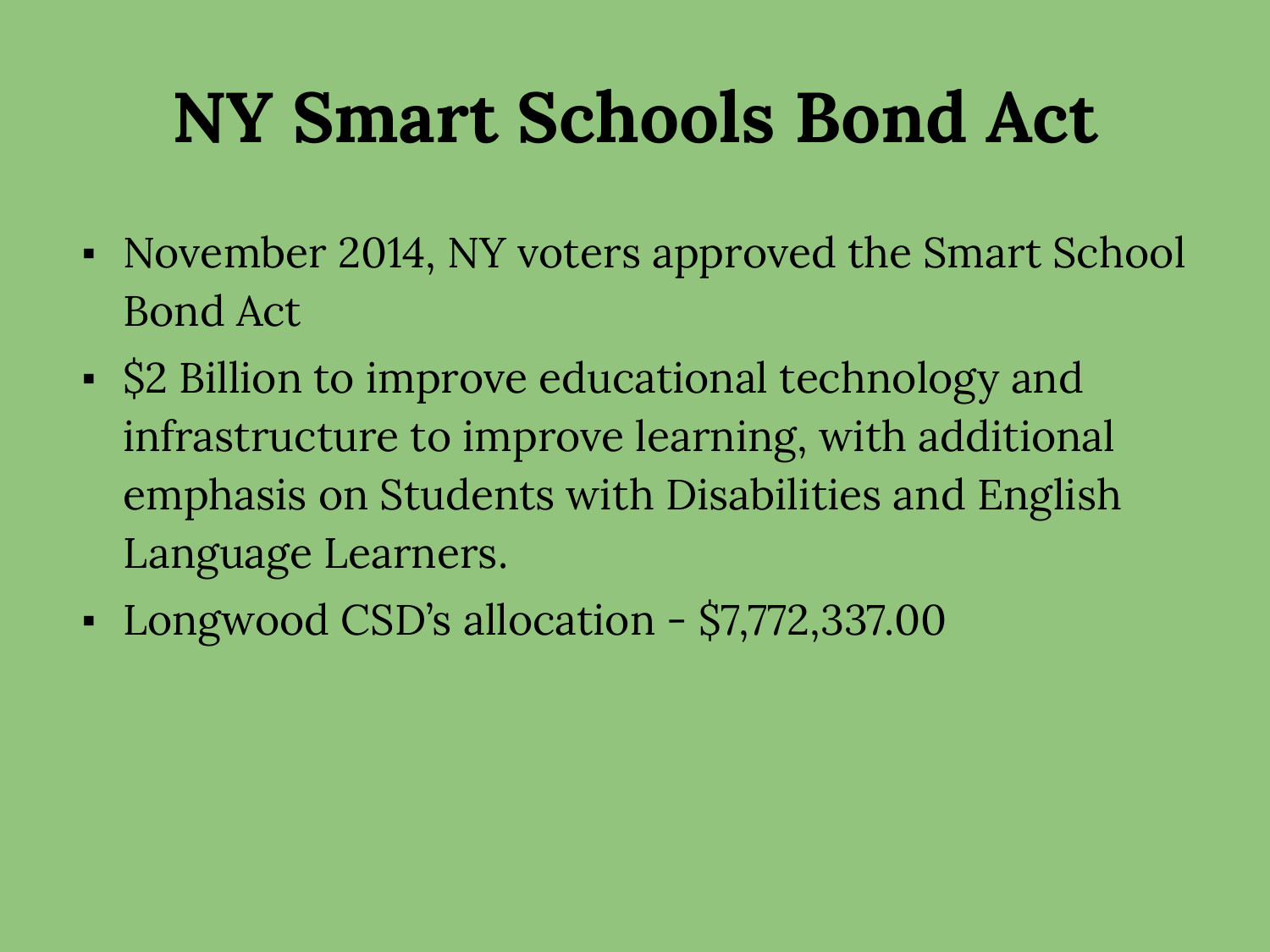# NY Smart Schools Bond Act

- November 2014, NY voters approved the Smart School Bond Act
- $2 Billion to improve educational technology and infrastructure to improve learning, with additional emphasis on Students with Disabilities and English Language Learners.
- Longwood CSD's allocation - $7,772,337.00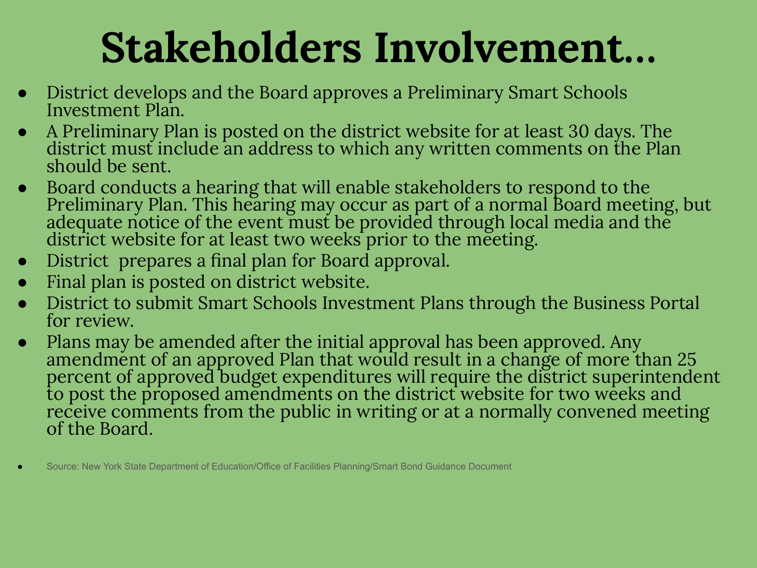# Stakeholders Involvement...

- District develops and the Board approves a Preliminary Smart Schools Investment Plan.
- A Preliminary Plan is posted on the district website for at least 30 days. The district must include an address to which any written comments on the Plan should be sent.
- Board conducts a hearing that will enable stakeholders to respond to the Preliminary Plan. This hearing may occur as part of a normal Board meeting, but adequate notice of the event must be provided through local media and the district website for at least two weeks prior to the meeting.
- District prepares a final plan for Board approval.
- Final plan is posted on district website.
- District to submit Smart Schools Investment Plans through the Business Portal for review.
- Plans may be amended after the initial approval has been approved. Any amendment of an approved Plan that would result in a change of more than 25 percent of approved budget expenditures will require the district superintendent to post the proposed amendments on the district website for two weeks and receive comments from the public in writing or at a normally convened meeting of the Board.

- Source: New York State Department of Education/Office of Facilities Planning/Smart Bond Guidance Document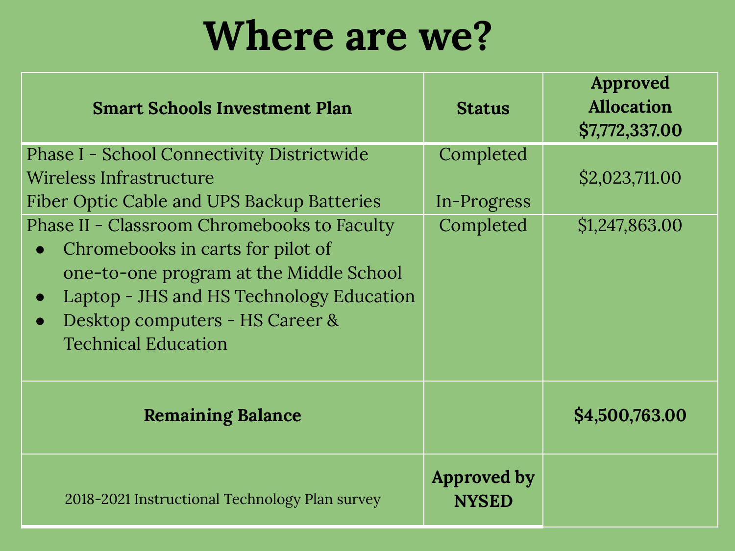# Where are we?

| Smart Schools Investment Plan | Status | Approved Allocation $7,772,337.00 |
| --- | --- | --- |
| Phase I - School Connectivity Districtwide Wireless Infrastructure<br>Fiber Optic Cable and UPS Backup Batteries | Completed<br><br>In-Progress | $2,023,711.00 |
| Phase II - Classroom Chromebooks to Faculty<br>• Chromebooks in carts for pilot of one-to-one program at the Middle School<br>• Laptop - JHS and HS Technology Education<br>• Desktop computers - HS Career & Technical Education | Completed | $1,247,863.00 |
| **Remaining Balance** | | **$4,500,763.00** |
| 2018-2021 Instructional Technology Plan survey | **Approved by NYSED** | |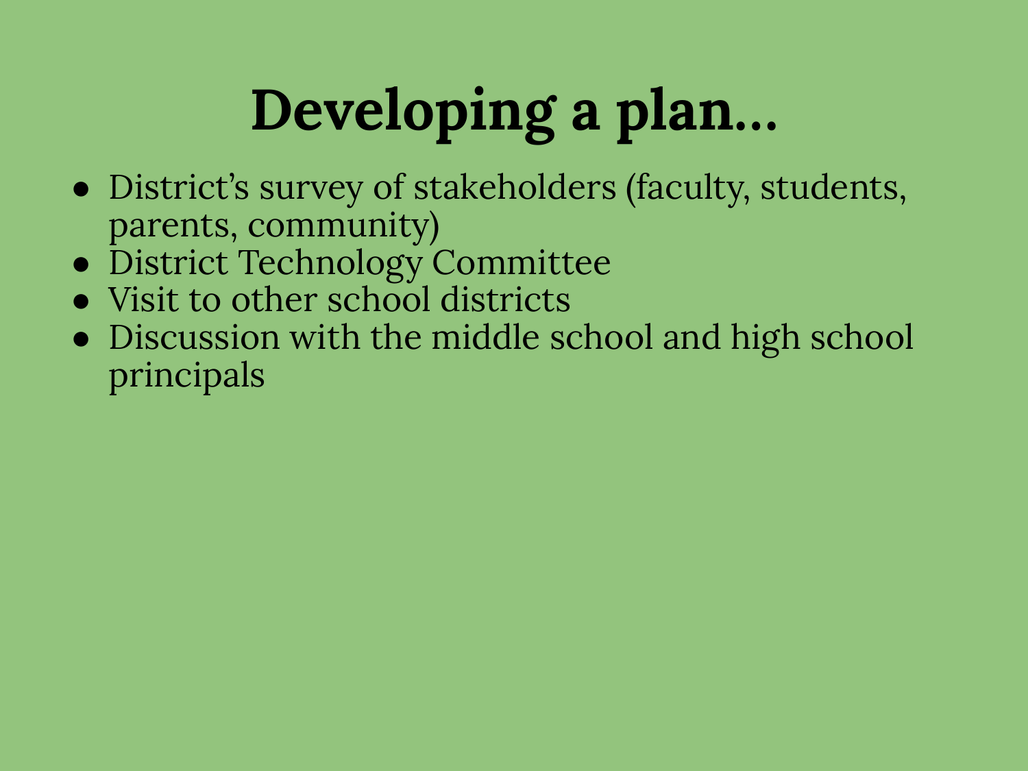# Developing a plan...

- District's survey of stakeholders (faculty, students, parents, community)
- District Technology Committee
- Visit to other school districts
- Discussion with the middle school and high school principals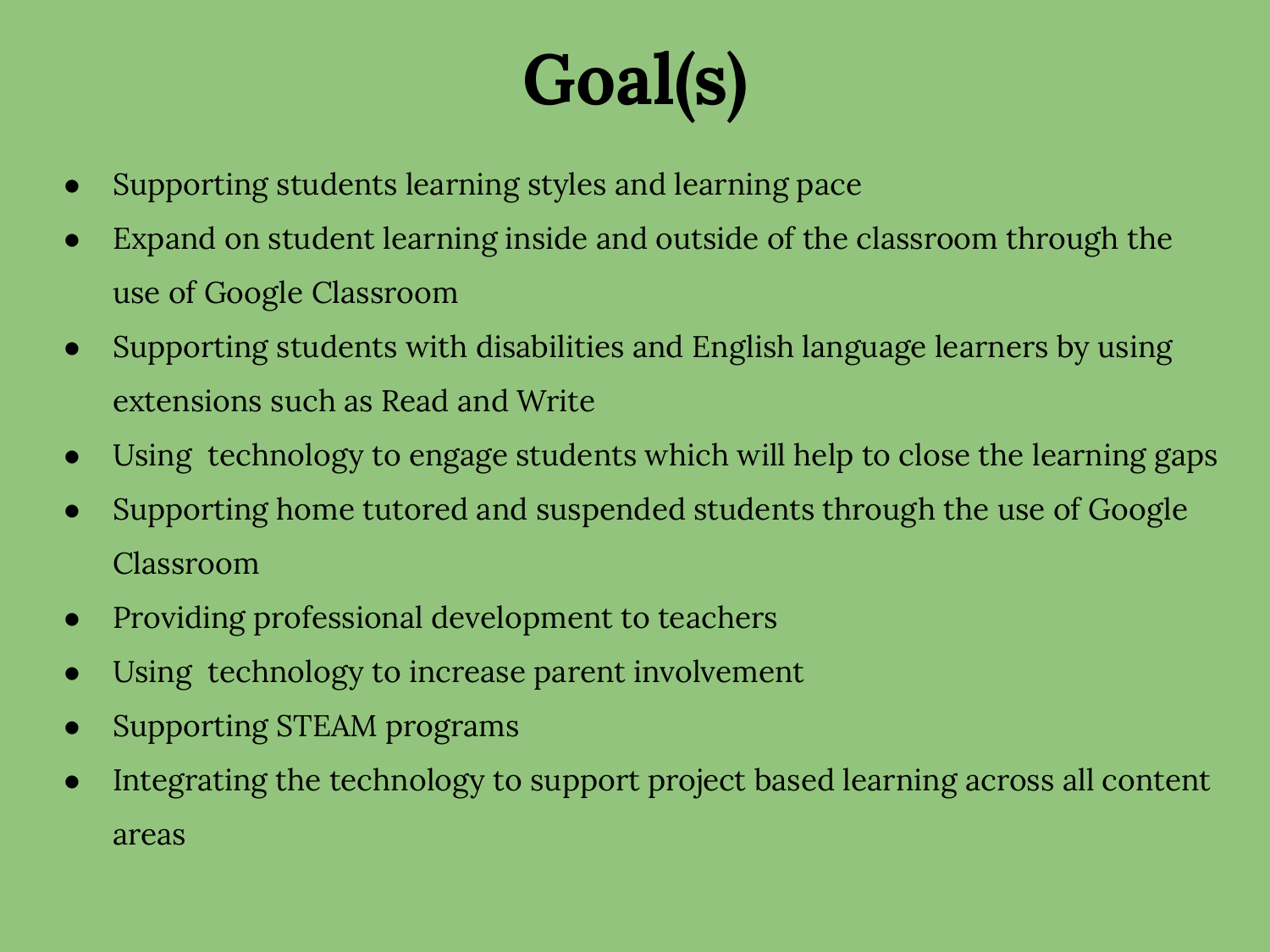# Goal(s)

- Supporting students learning styles and learning pace
- Expand on student learning inside and outside of the classroom through the use of Google Classroom
- Supporting students with disabilities and English language learners by using extensions such as Read and Write
- Using technology to engage students which will help to close the learning gaps
- Supporting home tutored and suspended students through the use of Google Classroom
- Providing professional development to teachers
- Using technology to increase parent involvement
- Supporting STEAM programs
- Integrating the technology to support project based learning across all content areas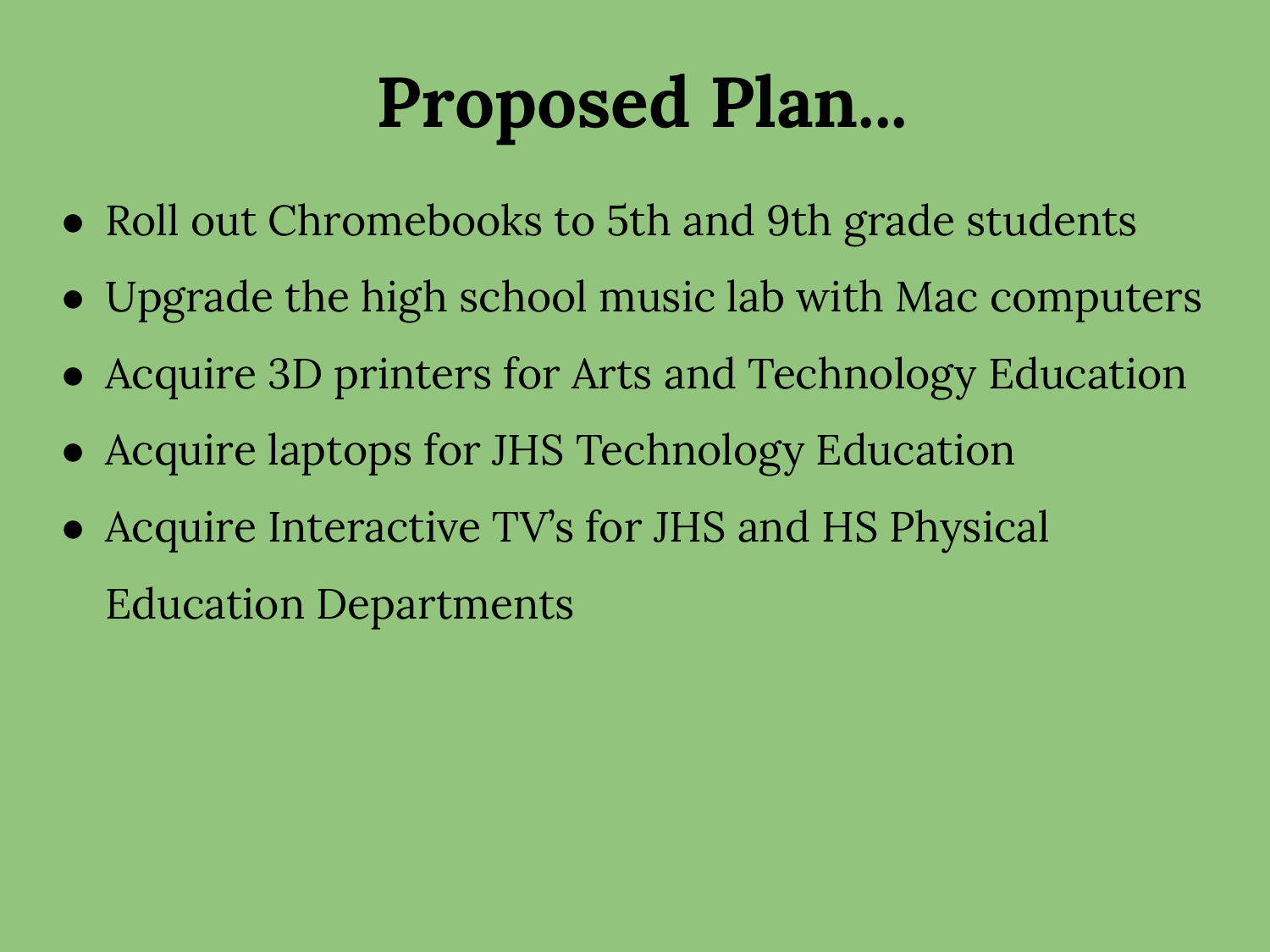# Proposed Plan...

- Roll out Chromebooks to 5th and 9th grade students
- Upgrade the high school music lab with Mac computers
- Acquire 3D printers for Arts and Technology Education
- Acquire laptops for JHS Technology Education
- Acquire Interactive TV's for JHS and HS Physical Education Departments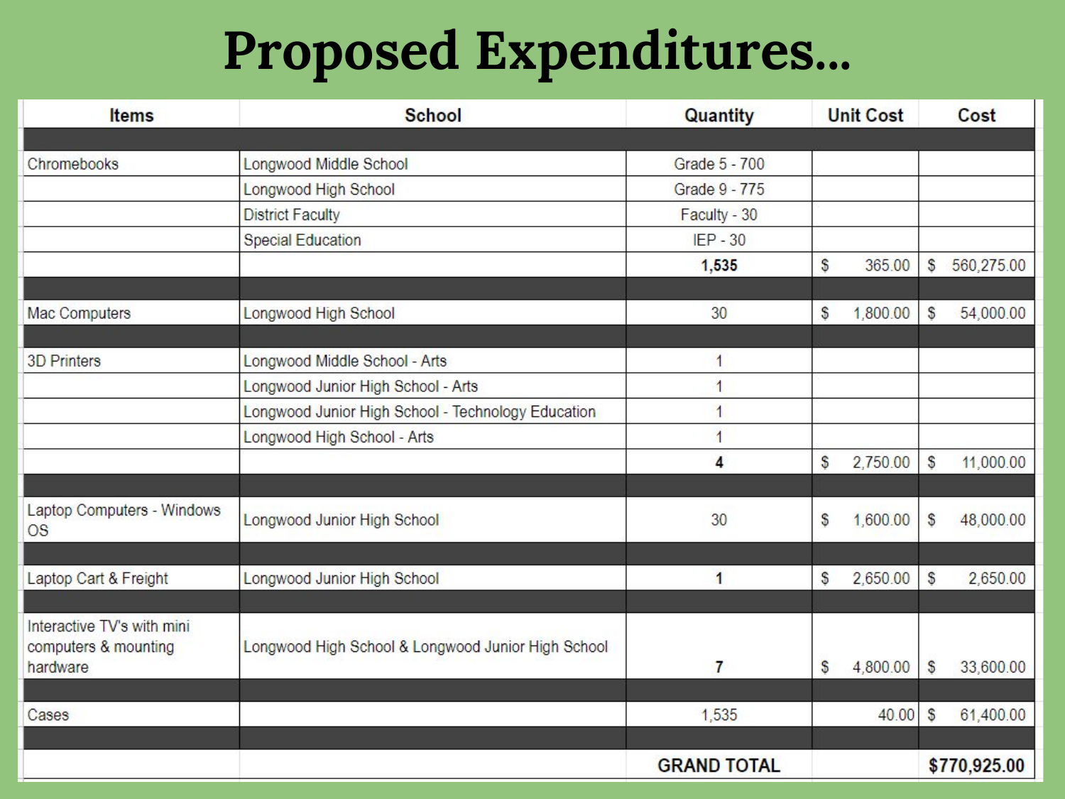# Proposed Expenditures...

| Items | School | Quantity | Unit Cost | Cost |
|---|---|---|---|---|
| | | | | |
| Chromebooks | Longwood Middle School | Grade 5 - 700 | | |
| | Longwood High School | Grade 9 - 775 | | |
| | District Faculty | Faculty - 30 | | |
| | Special Education | IEP - 30 | | |
| | | **1,535** | $ 365.00 | $ 560,275.00 |
| | | | | |
| Mac Computers | Longwood High School | 30 | $ 1,800.00 | $ 54,000.00 |
| | | | | |
| 3D Printers | Longwood Middle School - Arts | 1 | | |
| | Longwood Junior High School - Arts | 1 | | |
| | Longwood Junior High School - Technology Education | 1 | | |
| | Longwood High School - Arts | 1 | | |
| | | **4** | $ 2,750.00 | $ 11,000.00 |
| | | | | |
| Laptop Computers - Windows OS | Longwood Junior High School | 30 | $ 1,600.00 | $ 48,000.00 |
| | | | | |
| Laptop Cart & Freight | Longwood Junior High School | **1** | $ 2,650.00 | $ 2,650.00 |
| | | | | |
| Interactive TV's with mini computers & mounting hardware | Longwood High School & Longwood Junior High School | **7** | $ 4,800.00 | $ 33,600.00 |
| | | | | |
| Cases | | 1,535 | 40.00 | $ 61,400.00 |
| | | | | |
| | | **GRAND TOTAL** | | **$770,925.00** |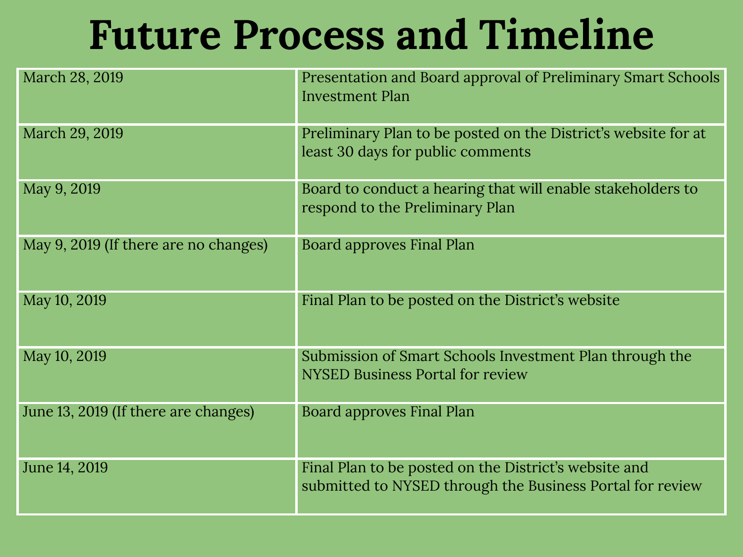# Future Process and Timeline

| | |
|---|---|
| March 28, 2019 | Presentation and Board approval of Preliminary Smart Schools Investment Plan |
| March 29, 2019 | Preliminary Plan to be posted on the District's website for at least 30 days for public comments |
| May 9, 2019 | Board to conduct a hearing that will enable stakeholders to respond to the Preliminary Plan |
| May 9, 2019 (If there are no changes) | Board approves Final Plan |
| May 10, 2019 | Final Plan to be posted on the District's website |
| May 10, 2019 | Submission of Smart Schools Investment Plan through the NYSED Business Portal for review |
| June 13, 2019 (If there are changes) | Board approves Final Plan |
| June 14, 2019 | Final Plan to be posted on the District's website and submitted to NYSED through the Business Portal for review |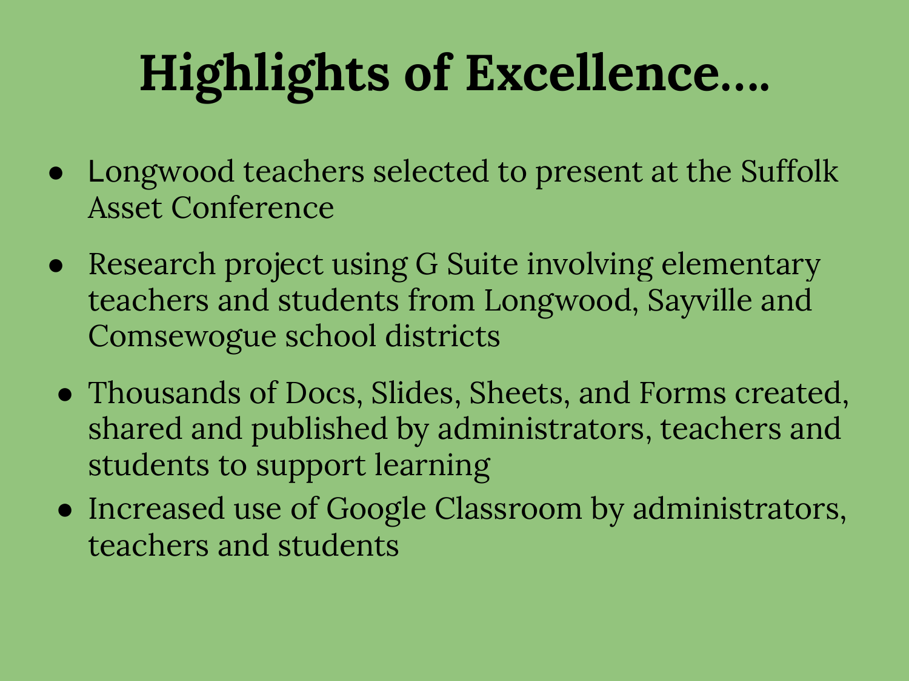# Highlights of Excellence....

- Longwood teachers selected to present at the Suffolk Asset Conference
- Research project using G Suite involving elementary teachers and students from Longwood, Sayville and Comsewogue school districts
- Thousands of Docs, Slides, Sheets, and Forms created, shared and published by administrators, teachers and students to support learning
- Increased use of Google Classroom by administrators, teachers and students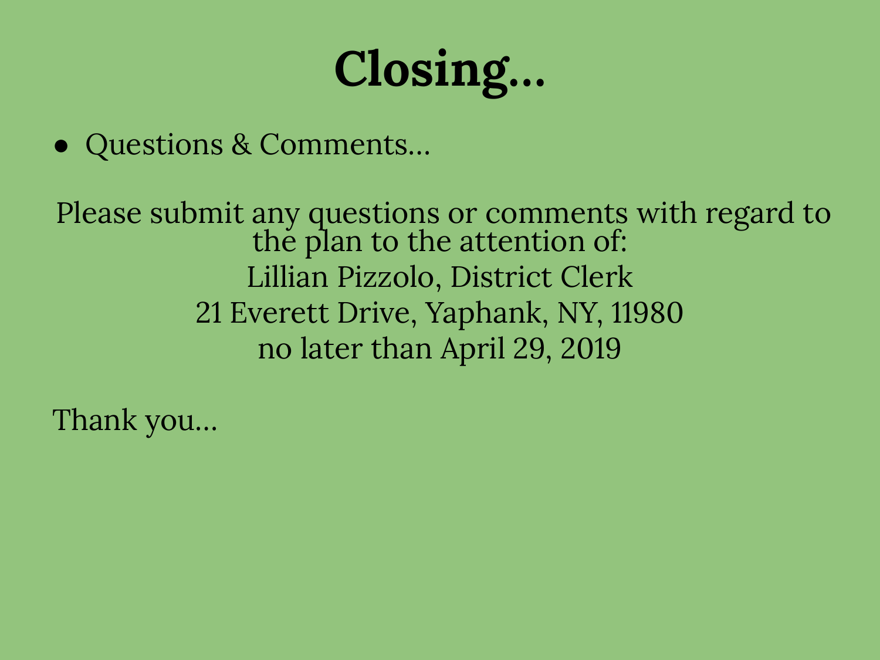# Closing...

- Questions & Comments...

Please submit any questions or comments with regard to the plan to the attention of:
Lillian Pizzolo, District Clerk
21 Everett Drive, Yaphank, NY, 11980
no later than April 29, 2019

Thank you...